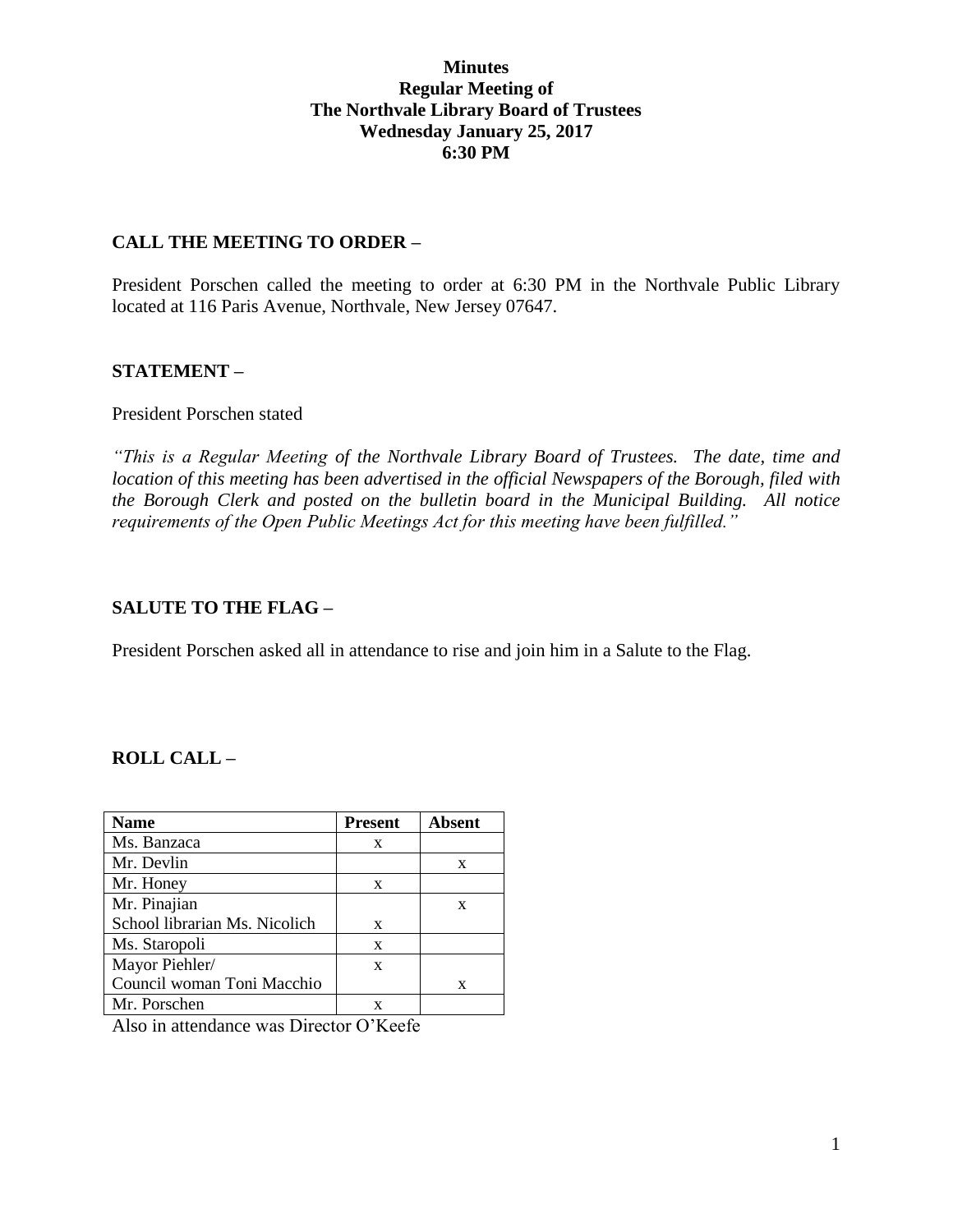**Minutes**
**Regular Meeting of**
**The Northvale Library Board of Trustees**
**Wednesday January 25, 2017**
**6:30 PM**

## CALL THE MEETING TO ORDER –

President Porschen called the meeting to order at 6:30 PM in the Northvale Public Library located at 116 Paris Avenue, Northvale, New Jersey 07647.

## STATEMENT –

President Porschen stated

*"This is a Regular Meeting of the Northvale Library Board of Trustees. The date, time and location of this meeting has been advertised in the official Newspapers of the Borough, filed with the Borough Clerk and posted on the bulletin board in the Municipal Building. All notice requirements of the Open Public Meetings Act for this meeting have been fulfilled."*

## SALUTE TO THE FLAG –

President Porschen asked all in attendance to rise and join him in a Salute to the Flag.

## ROLL CALL –

| Name | Present | Absent |
|---|---|---|
| Ms. Banzaca | x | |
| Mr. Devlin | | x |
| Mr. Honey | x | |
| Mr. Pinajian | | x |
| School librarian Ms. Nicolich | x | |
| Ms. Staropoli | x | |
| Mayor Piehler/ | x | |
| Council woman Toni Macchio | | x |
| Mr. Porschen | x | |

Also in attendance was Director O'Keefe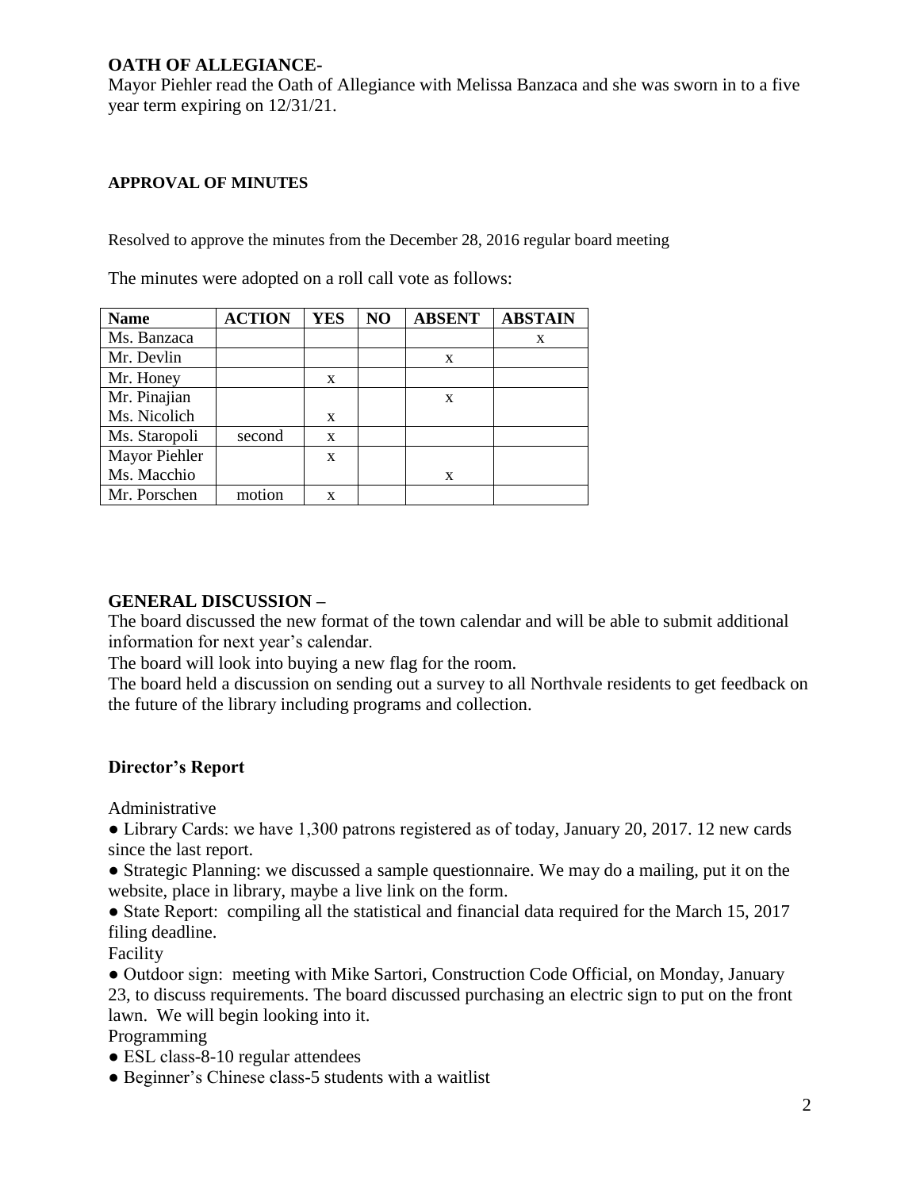## OATH OF ALLEGIANCE-

Mayor Piehler read the Oath of Allegiance with Melissa Banzaca and she was sworn in to a five year term expiring on 12/31/21.

### APPROVAL OF MINUTES

Resolved to approve the minutes from the December 28, 2016 regular board meeting

The minutes were adopted on a roll call vote as follows:

| Name | ACTION | YES | NO | ABSENT | ABSTAIN |
|---|---|---|---|---|---|
| Ms. Banzaca | | | | | x |
| Mr. Devlin | | | | x | |
| Mr. Honey | | x | | | |
| Mr. Pinajian | | | | x | |
| Ms. Nicolich | | x | | | |
| Ms. Staropoli | second | x | | | |
| Mayor Piehler | | x | | | |
| Ms. Macchio | | | | x | |
| Mr. Porschen | motion | x | | | |

## GENERAL DISCUSSION –

The board discussed the new format of the town calendar and will be able to submit additional information for next year's calendar.

The board will look into buying a new flag for the room.

The board held a discussion on sending out a survey to all Northvale residents to get feedback on the future of the library including programs and collection.

## Director's Report

Administrative

- Library Cards: we have 1,300 patrons registered as of today, January 20, 2017. 12 new cards since the last report.
- Strategic Planning: we discussed a sample questionnaire. We may do a mailing, put it on the website, place in library, maybe a live link on the form.
- State Report: compiling all the statistical and financial data required for the March 15, 2017 filing deadline.

Facility

- Outdoor sign: meeting with Mike Sartori, Construction Code Official, on Monday, January 23, to discuss requirements. The board discussed purchasing an electric sign to put on the front lawn. We will begin looking into it.

Programming

- ESL class-8-10 regular attendees
- Beginner's Chinese class-5 students with a waitlist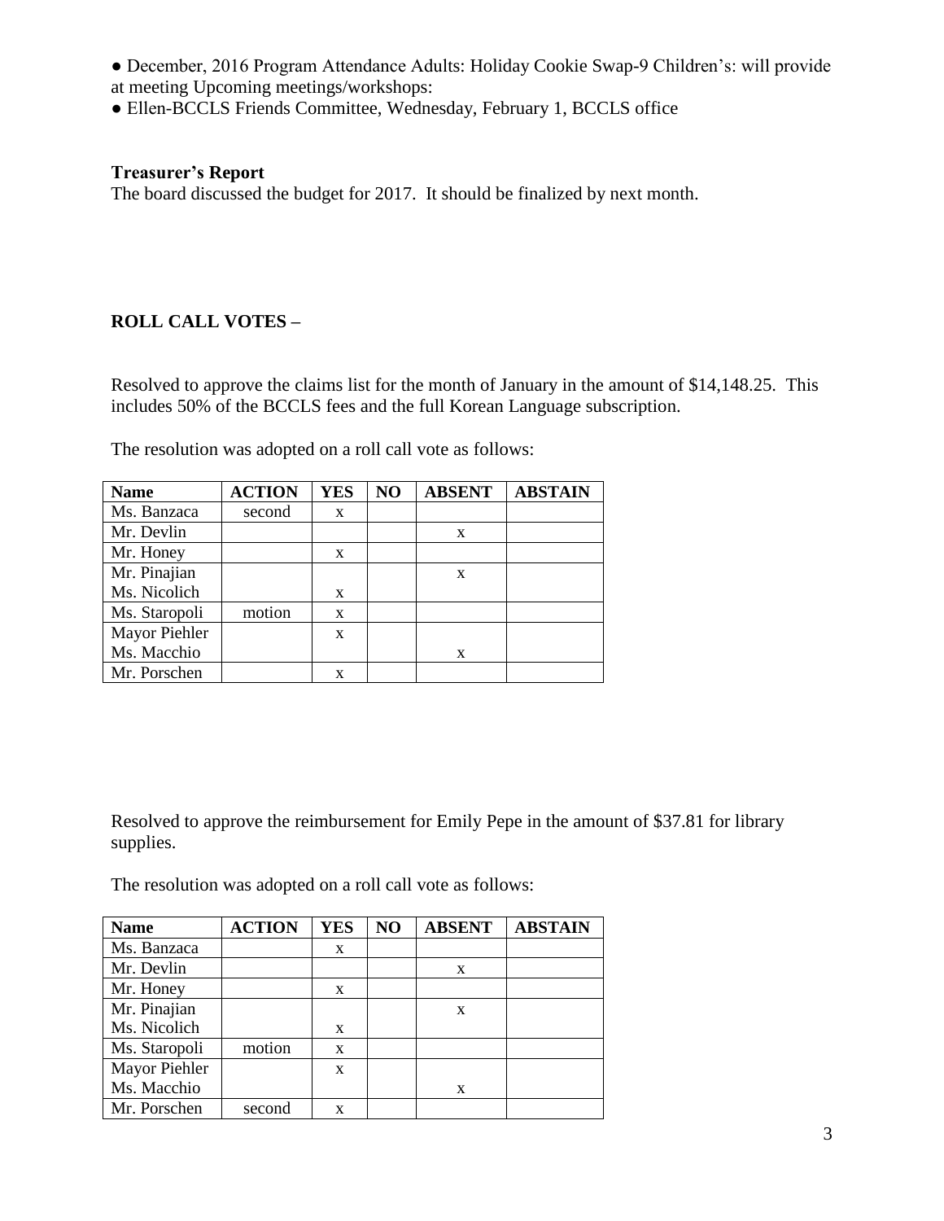● December, 2016 Program Attendance Adults: Holiday Cookie Swap-9 Children's: will provide at meeting Upcoming meetings/workshops:

● Ellen-BCCLS Friends Committee, Wednesday, February 1, BCCLS office

**Treasurer's Report**

The board discussed the budget for 2017. It should be finalized by next month.

**ROLL CALL VOTES –**

Resolved to approve the claims list for the month of January in the amount of $14,148.25. This includes 50% of the BCCLS fees and the full Korean Language subscription.

The resolution was adopted on a roll call vote as follows:

| Name | ACTION | YES | NO | ABSENT | ABSTAIN |
|---|---|---|---|---|---|
| Ms. Banzaca | second | x | | | |
| Mr. Devlin | | | | x | |
| Mr. Honey | | x | | | |
| Mr. Pinajian | | | | x | |
| Ms. Nicolich | | x | | | |
| Ms. Staropoli | motion | x | | | |
| Mayor Piehler | | x | | | |
| Ms. Macchio | | | | x | |
| Mr. Porschen | | x | | | |

Resolved to approve the reimbursement for Emily Pepe in the amount of $37.81 for library supplies.

The resolution was adopted on a roll call vote as follows:

| Name | ACTION | YES | NO | ABSENT | ABSTAIN |
|---|---|---|---|---|---|
| Ms. Banzaca | | x | | | |
| Mr. Devlin | | | | x | |
| Mr. Honey | | x | | | |
| Mr. Pinajian | | | | x | |
| Ms. Nicolich | | x | | | |
| Ms. Staropoli | motion | x | | | |
| Mayor Piehler | | x | | | |
| Ms. Macchio | | | | x | |
| Mr. Porschen | second | x | | | |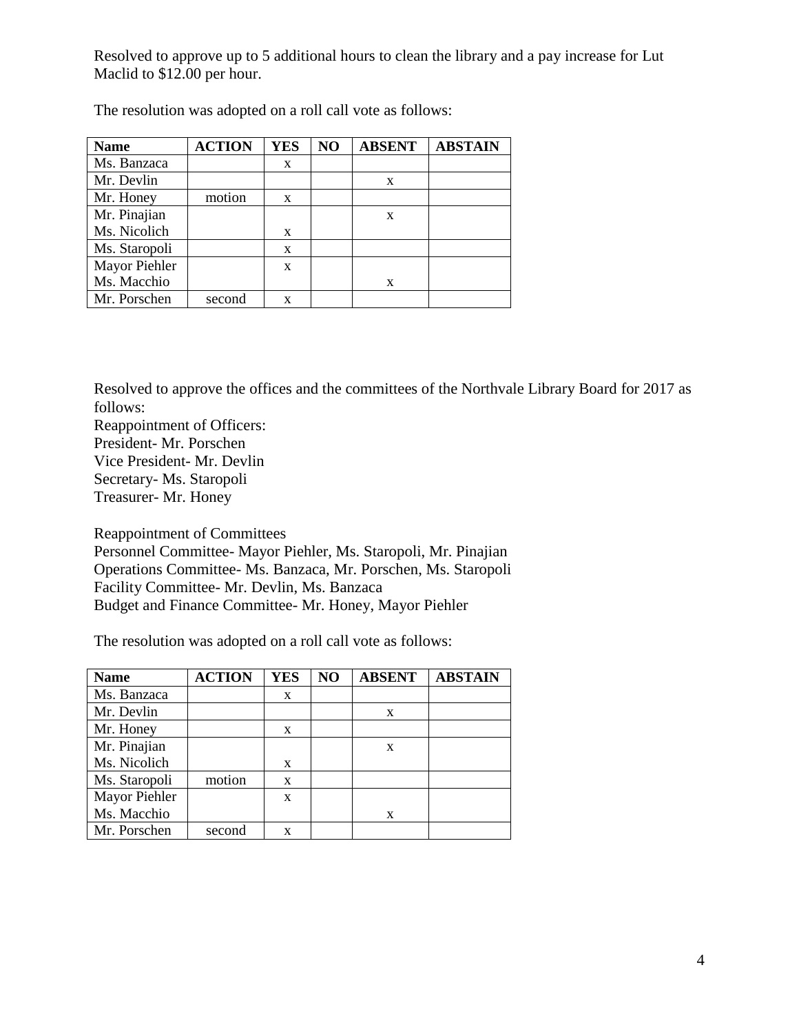Resolved to approve up to 5 additional hours to clean the library and a pay increase for Lut Maclid to $12.00 per hour.

The resolution was adopted on a roll call vote as follows:

| Name | ACTION | YES | NO | ABSENT | ABSTAIN |
|---|---|---|---|---|---|
| Ms. Banzaca | | x | | | |
| Mr. Devlin | | | | x | |
| Mr. Honey | motion | x | | | |
| Mr. Pinajian | | | | x | |
| Ms. Nicolich | | x | | | |
| Ms. Staropoli | | x | | | |
| Mayor Piehler | | x | | | |
| Ms. Macchio | | | | x | |
| Mr. Porschen | second | x | | | |

Resolved to approve the offices and the committees of the Northvale Library Board for 2017 as follows:

Reappointment of Officers:
President- Mr. Porschen
Vice President- Mr. Devlin
Secretary- Ms. Staropoli
Treasurer- Mr. Honey

Reappointment of Committees
Personnel Committee- Mayor Piehler, Ms. Staropoli, Mr. Pinajian
Operations Committee- Ms. Banzaca, Mr. Porschen, Ms. Staropoli
Facility Committee- Mr. Devlin, Ms. Banzaca
Budget and Finance Committee- Mr. Honey, Mayor Piehler

The resolution was adopted on a roll call vote as follows:

| Name | ACTION | YES | NO | ABSENT | ABSTAIN |
|---|---|---|---|---|---|
| Ms. Banzaca | | x | | | |
| Mr. Devlin | | | | x | |
| Mr. Honey | | x | | | |
| Mr. Pinajian | | | | x | |
| Ms. Nicolich | | x | | | |
| Ms. Staropoli | motion | x | | | |
| Mayor Piehler | | x | | | |
| Ms. Macchio | | | | x | |
| Mr. Porschen | second | x | | | |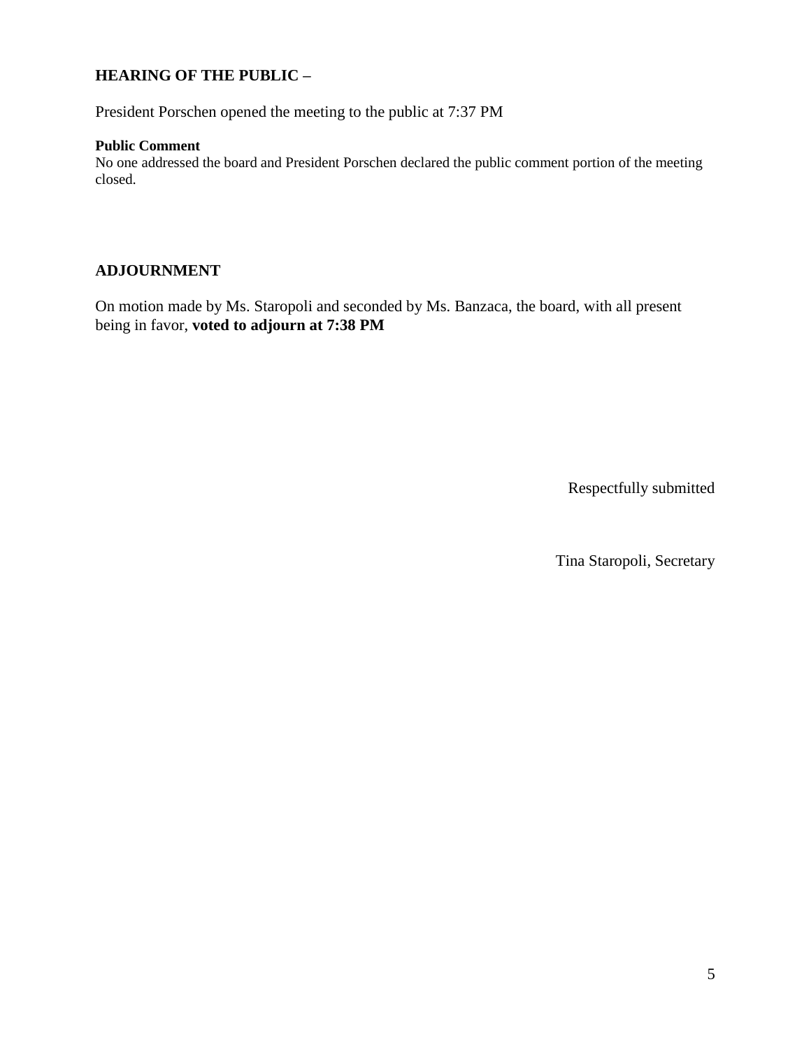## HEARING OF THE PUBLIC –

President Porschen opened the meeting to the public at 7:37 PM

**Public Comment**

No one addressed the board and President Porschen declared the public comment portion of the meeting closed.

## ADJOURNMENT

On motion made by Ms. Staropoli and seconded by Ms. Banzaca, the board, with all present being in favor, **voted to adjourn at 7:38 PM**

Respectfully submitted

Tina Staropoli, Secretary